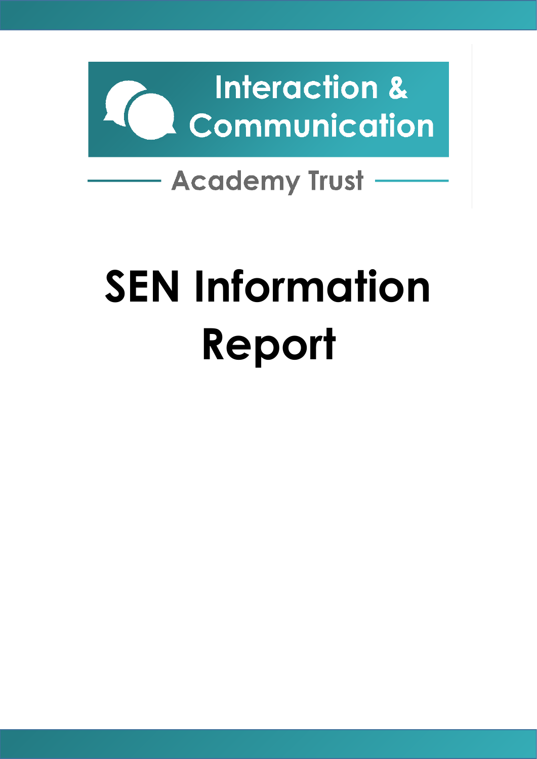Interaction & Communication

Academy Trust

# SEN Information Report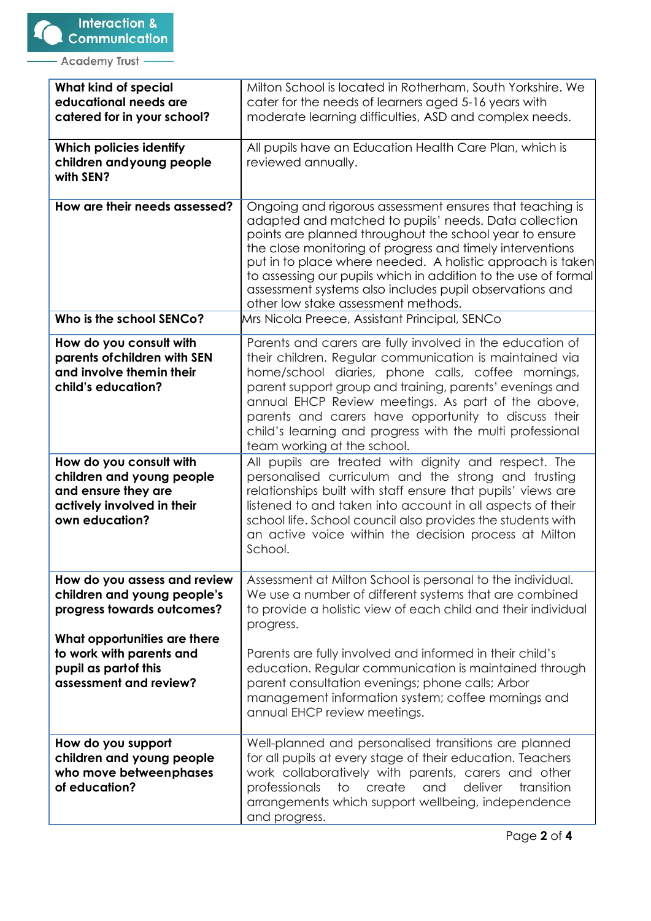| What kind of special educational needs are catered for in your school? | Milton School is located in Rotherham, South Yorkshire. We cater for the needs of learners aged 5-16 years with moderate learning difficulties, ASD and complex needs. |
|---|---|
| **Which policies identify children andyoung people with SEN?** | All pupils have an Education Health Care Plan, which is reviewed annually. |
| **How are their needs assessed?** | Ongoing and rigorous assessment ensures that teaching is adapted and matched to pupils' needs. Data collection points are planned throughout the school year to ensure the close monitoring of progress and timely interventions put in to place where needed. A holistic approach is taken to assessing our pupils which in addition to the use of formal assessment systems also includes pupil observations and other low stake assessment methods. |
| **Who is the school SENCo?** | Mrs Nicola Preece, Assistant Principal, SENCo |
| **How do you consult with parents ofchildren with SEN and involve themin their child's education?** | Parents and carers are fully involved in the education of their children. Regular communication is maintained via home/school diaries, phone calls, coffee mornings, parent support group and training, parents' evenings and annual EHCP Review meetings. As part of the above, parents and carers have opportunity to discuss their child's learning and progress with the multi professional team working at the school. |
| **How do you consult with children and young people and ensure they are actively involved in their own education?** | All pupils are treated with dignity and respect. The personalised curriculum and the strong and trusting relationships built with staff ensure that pupils' views are listened to and taken into account in all aspects of their school life. School council also provides the students with an active voice within the decision process at Milton School. |
| **How do you assess and review children and young people's progress towards outcomes?**<br><br>**What opportunities are there to work with parents and pupil as partof this assessment and review?** | Assessment at Milton School is personal to the individual. We use a number of different systems that are combined to provide a holistic view of each child and their individual progress.<br><br>Parents are fully involved and informed in their child's education. Regular communication is maintained through parent consultation evenings; phone calls; Arbor management information system; coffee mornings and annual EHCP review meetings. |
| **How do you support children and young people who move betweenphases of education?** | Well-planned and personalised transitions are planned for all pupils at every stage of their education. Teachers work collaboratively with parents, carers and other professionals to create and deliver transition arrangements which support wellbeing, independence and progress. |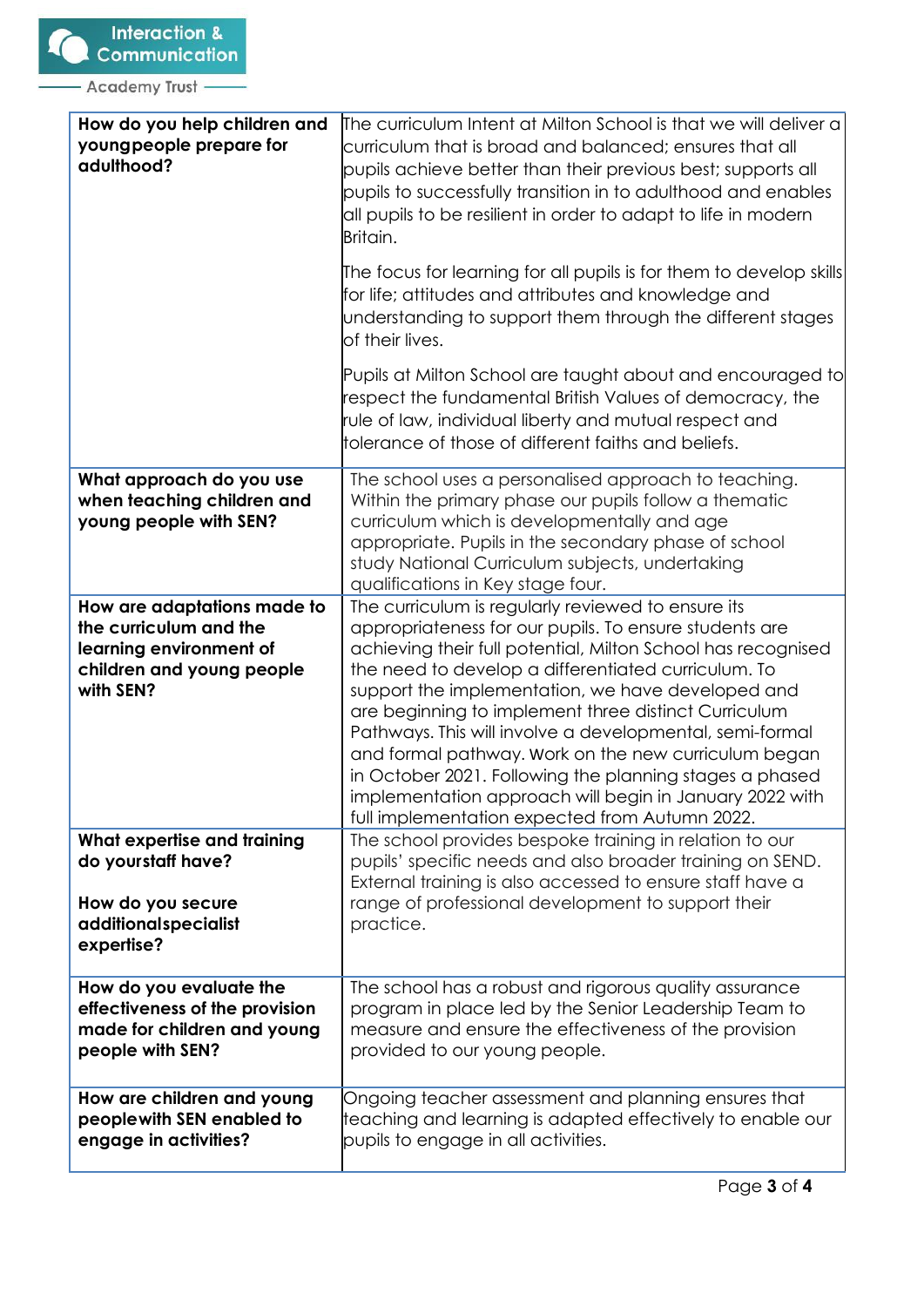| How do you help children and young people prepare for adulthood? | The curriculum Intent at Milton School is that we will deliver a curriculum that is broad and balanced; ensures that all pupils achieve better than their previous best; supports all pupils to successfully transition in to adulthood and enables all pupils to be resilient in order to adapt to life in modern Britain.<br><br>The focus for learning for all pupils is for them to develop skills for life; attitudes and attributes and knowledge and understanding to support them through the different stages of their lives.<br><br>Pupils at Milton School are taught about and encouraged to respect the fundamental British Values of democracy, the rule of law, individual liberty and mutual respect and tolerance of those of different faiths and beliefs. |
|---|---|
| **What approach do you use when teaching children and young people with SEN?** | The school uses a personalised approach to teaching. Within the primary phase our pupils follow a thematic curriculum which is developmentally and age appropriate. Pupils in the secondary phase of school study National Curriculum subjects, undertaking qualifications in Key stage four. |
| **How are adaptations made to the curriculum and the learning environment of children and young people with SEN?** | The curriculum is regularly reviewed to ensure its appropriateness for our pupils. To ensure students are achieving their full potential, Milton School has recognised the need to develop a differentiated curriculum. To support the implementation, we have developed and are beginning to implement three distinct Curriculum Pathways. This will involve a developmental, semi-formal and formal pathway. Work on the new curriculum began in October 2021. Following the planning stages a phased implementation approach will begin in January 2022 with full implementation expected from Autumn 2022. |
| **What expertise and training do your staff have?**<br><br>**How do you secure additional specialist expertise?** | The school provides bespoke training in relation to our pupils' specific needs and also broader training on SEND. External training is also accessed to ensure staff have a range of professional development to support their practice. |
| **How do you evaluate the effectiveness of the provision made for children and young people with SEN?** | The school has a robust and rigorous quality assurance program in place led by the Senior Leadership Team to measure and ensure the effectiveness of the provision provided to our young people. |
| **How are children and young people with SEN enabled to engage in activities?** | Ongoing teacher assessment and planning ensures that teaching and learning is adapted effectively to enable our pupils to engage in all activities. |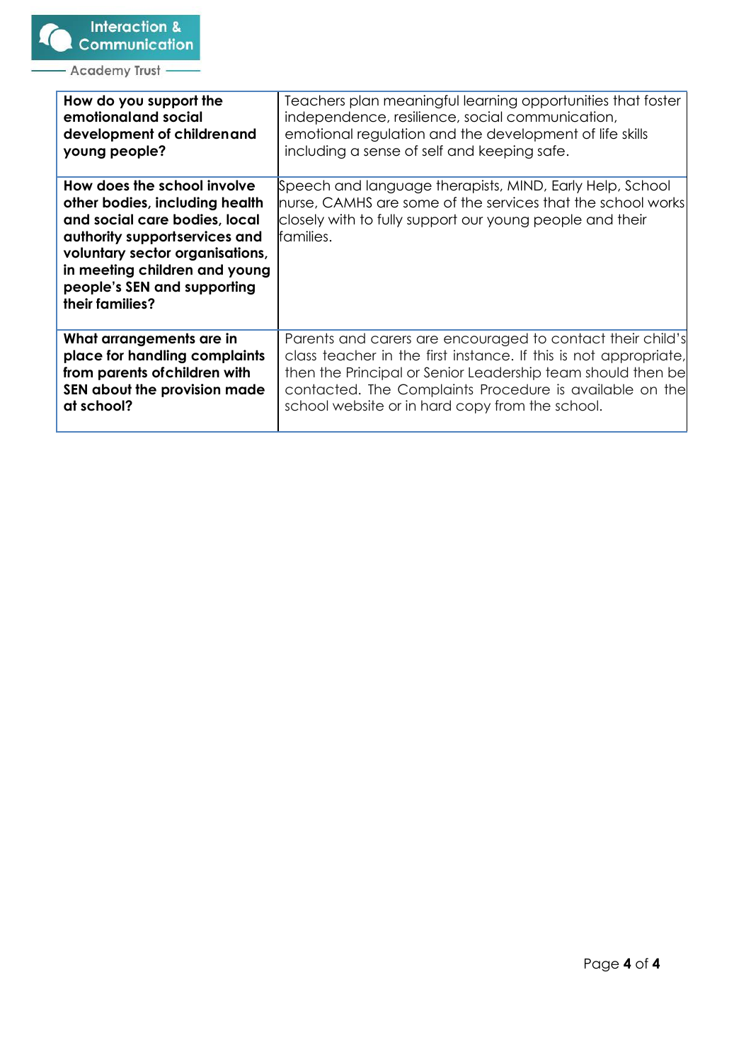| | |
|---|---|
| **How do you support the emotionaland social development of childrenand young people?** | Teachers plan meaningful learning opportunities that foster independence, resilience, social communication, emotional regulation and the development of life skills including a sense of self and keeping safe. |
| **How does the school involve other bodies, including health and social care bodies, local authority supportservices and voluntary sector organisations, in meeting children and young people's SEN and supporting their families?** | Speech and language therapists, MIND, Early Help, School nurse, CAMHS are some of the services that the school works closely with to fully support our young people and their families. |
| **What arrangements are in place for handling complaints from parents ofchildren with SEN about the provision made at school?** | Parents and carers are encouraged to contact their child's class teacher in the first instance. If this is not appropriate, then the Principal or Senior Leadership team should then be contacted. The Complaints Procedure is available on the school website or in hard copy from the school. |